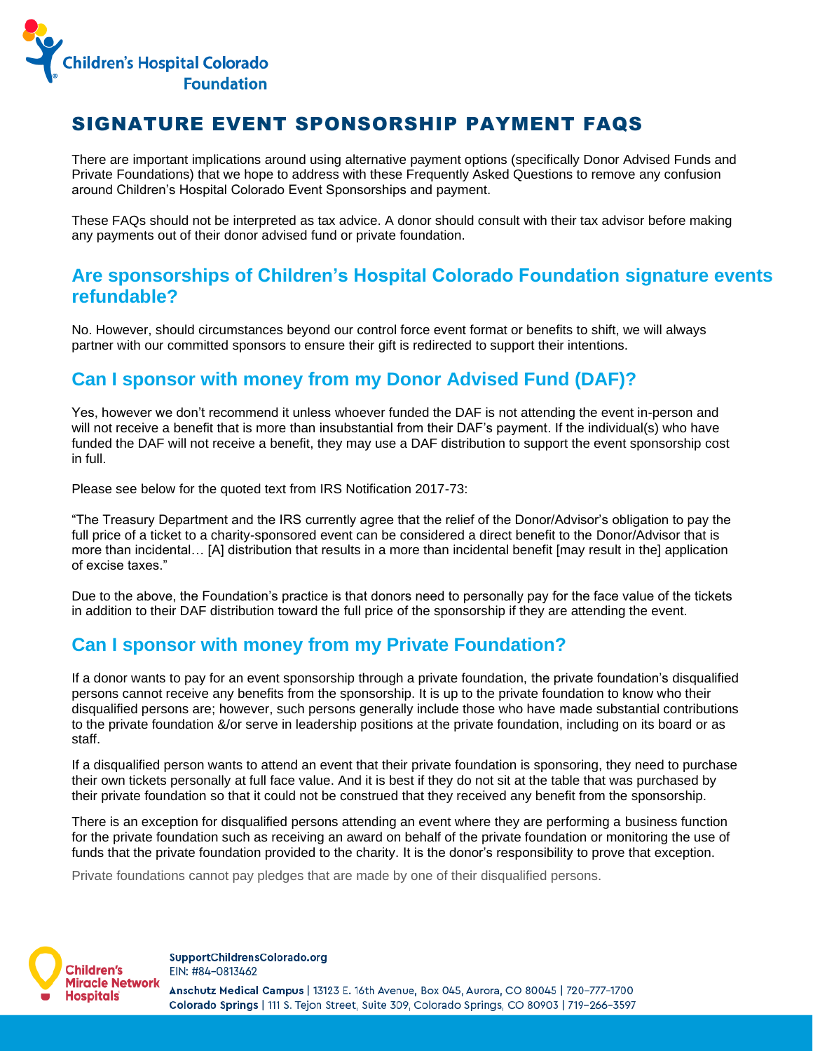# SIGNATURE EVENT SPONSORSHIP PAYMENT FAQS

There are important implications around using alternative payment options (specifically Donor Advised Funds and Private Foundations) that we hope to address with these Frequently Asked Questions to remove any confusion around Children's Hospital Colorado Event Sponsorships and payment.

These FAQs should not be interpreted as tax advice. A donor should consult with their tax advisor before making any payments out of their donor advised fund or private foundation.

## Are sponsorships of Children's Hospital Colorado Foundation signature events refundable?

No. However, should circumstances beyond our control force event format or benefits to shift, we will always partner with our committed sponsors to ensure their gift is redirected to support their intentions.

## Can I sponsor with money from my Donor Advised Fund (DAF)?

Yes, however we don't recommend it unless whoever funded the DAF is not attending the event in-person and will not receive a benefit that is more than insubstantial from their DAF's payment. If the individual(s) who have funded the DAF will not receive a benefit, they may use a DAF distribution to support the event sponsorship cost in full.

Please see below for the quoted text from IRS Notification 2017-73:

"The Treasury Department and the IRS currently agree that the relief of the Donor/Advisor's obligation to pay the full price of a ticket to a charity-sponsored event can be considered a direct benefit to the Donor/Advisor that is more than incidental… [A] distribution that results in a more than incidental benefit [may result in the] application of excise taxes."

Due to the above, the Foundation's practice is that donors need to personally pay for the face value of the tickets in addition to their DAF distribution toward the full price of the sponsorship if they are attending the event.

## Can I sponsor with money from my Private Foundation?

If a donor wants to pay for an event sponsorship through a private foundation, the private foundation's disqualified persons cannot receive any benefits from the sponsorship. It is up to the private foundation to know who their disqualified persons are; however, such persons generally include those who have made substantial contributions to the private foundation &/or serve in leadership positions at the private foundation, including on its board or as staff.

If a disqualified person wants to attend an event that their private foundation is sponsoring, they need to purchase their own tickets personally at full face value. And it is best if they do not sit at the table that was purchased by their private foundation so that it could not be construed that they received any benefit from the sponsorship.

There is an exception for disqualified persons attending an event where they are performing a business function for the private foundation such as receiving an award on behalf of the private foundation or monitoring the use of funds that the private foundation provided to the charity. It is the donor's responsibility to prove that exception.

Private foundations cannot pay pledges that are made by one of their disqualified persons.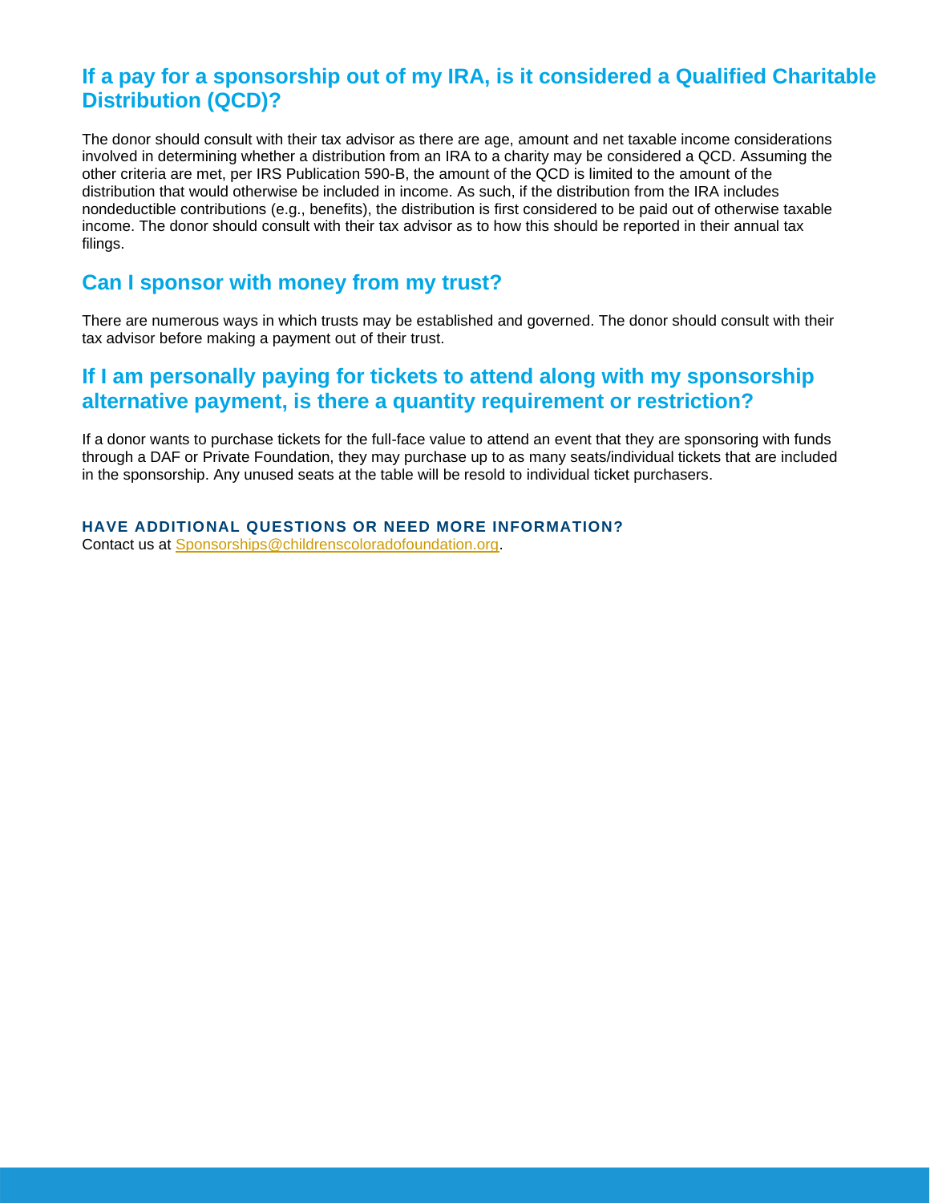## If a pay for a sponsorship out of my IRA, is it considered a Qualified Charitable Distribution (QCD)?

The donor should consult with their tax advisor as there are age, amount and net taxable income considerations involved in determining whether a distribution from an IRA to a charity may be considered a QCD. Assuming the other criteria are met, per IRS Publication 590-B, the amount of the QCD is limited to the amount of the distribution that would otherwise be included in income. As such, if the distribution from the IRA includes nondeductible contributions (e.g., benefits), the distribution is first considered to be paid out of otherwise taxable income. The donor should consult with their tax advisor as to how this should be reported in their annual tax filings.

## Can I sponsor with money from my trust?

There are numerous ways in which trusts may be established and governed. The donor should consult with their tax advisor before making a payment out of their trust.

## If I am personally paying for tickets to attend along with my sponsorship alternative payment, is there a quantity requirement or restriction?

If a donor wants to purchase tickets for the full-face value to attend an event that they are sponsoring with funds through a DAF or Private Foundation, they may purchase up to as many seats/individual tickets that are included in the sponsorship. Any unused seats at the table will be resold to individual ticket purchasers.

**HAVE ADDITIONAL QUESTIONS OR NEED MORE INFORMATION?**
Contact us at Sponsorships@childrenscoloradofoundation.org.